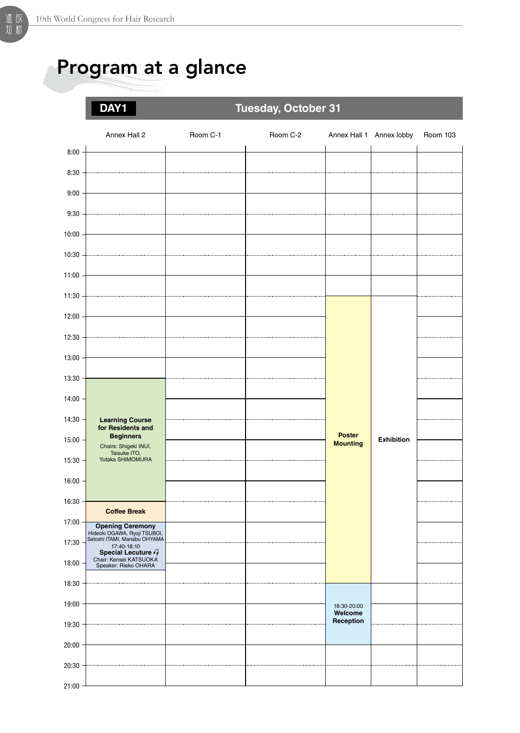# Program at a glance

## DAY1 Tuesday, October 31

| Time | Annex Hall 2 | Room C-1 | Room C-2 | Annex Hall 1 | Annex lobby | Room 103 |
|---|---|---|---|---|---|---|
| 8:00 | | | | | | |
| 8:30 | | | | | | |
| 9:00 | | | | | | |
| 9:30 | | | | | | |
| 10:00 | | | | | | |
| 10:30 | | | | | | |
| 11:00 | | | | | | |
| 11:30 | | | | **Poster Mounting** | **Exhibition** | |
| 12:00 | | | | | | |
| 12:30 | | | | | | |
| 13:00 | | | | | | |
| 13:30 | **Learning Course for Residents and Beginners** Chairs: Shigeki INUI, Taisuke ITO, Yutaka SHIMOMURA | | | | | |
| 14:00 | | | | | | |
| 14:30 | | | | | | |
| 15:00 | | | | | | |
| 15:30 | | | | | | |
| 16:00 | | | | | | |
| 16:30 | **Coffee Break** | | | | | |
| 17:00 | **Opening Ceremony** Hideoki OGAWA, Ryoji TSUBOI, Satoshi ITAMI, Manabu OHYAMA | | | | | |
| 17:30 | 17:40-18:10 **Special Lecuture** Chair: Kensei KATSUOKA Speaker: Rieko OHARA | | | | | |
| 18:00 | | | | | | |
| 18:30 | | | | 18:30-20:00 **Welcome Reception** | | |
| 19:00 | | | | | | |
| 19:30 | | | | | | |
| 20:00 | | | | | | |
| 20:30 | | | | | | |
| 21:00 | | | | | | |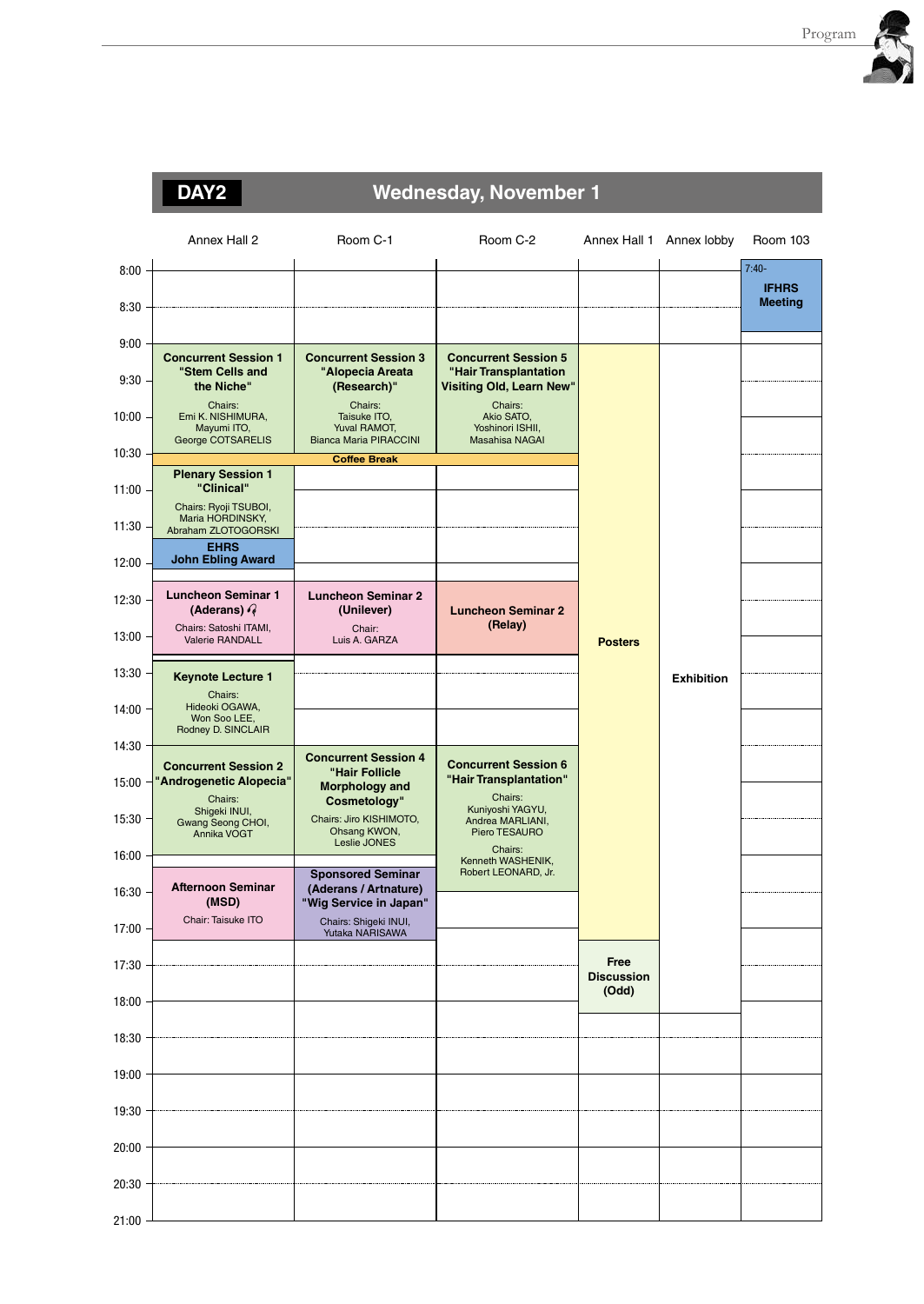## DAY2 Wednesday, November 1

| Time | Annex Hall 2 | Room C-1 | Room C-2 | Annex Hall 1 | Annex lobby | Room 103 |
|---|---|---|---|---|---|---|
| 7:40- | | | | | | **IFHRS Meeting** |
| 9:00–10:30 | **Concurrent Session 1 "Stem Cells and the Niche"** Chairs: Emi K. NISHIMURA, Mayumi ITO, George COTSARELIS | **Concurrent Session 3 "Alopecia Areata (Research)"** Chairs: Taisuke ITO, Yuval RAMOT, Bianca Maria PIRACCINI | **Concurrent Session 5 "Hair Transplantation Visiting Old, Learn New"** Chairs: Akio SATO, Yoshinori ISHII, Masahisa NAGAI | **Posters** (9:00–17:15) | **Exhibition** (9:00–18:15) | |
| 10:30 | **Coffee Break** | **Coffee Break** | **Coffee Break** | | | |
| 10:40–11:40 | **Plenary Session 1 "Clinical"** Chairs: Ryoji TSUBOI, Maria HORDINSKY, Abraham ZLOTOGORSKI | | | | | |
| 11:40–12:05 | **EHRS John Ebling Award** | | | | | |
| 12:25–13:15 | **Luncheon Seminar 1 (Aderans)** Chairs: Satoshi ITAMI, Valerie RANDALL | **Luncheon Seminar 2 (Unilever)** Chair: Luis A. GARZA | **Luncheon Seminar 2 (Relay)** | | | |
| 13:30–14:30 | **Keynote Lecture 1** Chairs: Hideoki OGAWA, Won Soo LEE, Rodney D. SINCLAIR | | | | | |
| 14:30–16:00 | **Concurrent Session 2 "Androgenetic Alopecia"** Chairs: Shigeki INUI, Gwang Seong CHOI, Annika VOGT | **Concurrent Session 4 "Hair Follicle Morphology and Cosmetology"** Chairs: Jiro KISHIMOTO, Ohsang KWON, Leslie JONES | **Concurrent Session 6 "Hair Transplantation"** Chairs: Kuniyoshi YAGYU, Andrea MARLIANI, Piero TESAURO Chairs: Kenneth WASHENIK, Robert LEONARD, Jr. | | | |
| 16:10–17:10 | **Afternoon Seminar (MSD)** Chair: Taisuke ITO | **Sponsored Seminar (Aderans / Artnature) "Wig Service in Japan"** Chairs: Shigeki INUI, Yutaka NARISAWA | | | | |
| 17:15–18:15 | | | | **Free Discussion (Odd)** | | |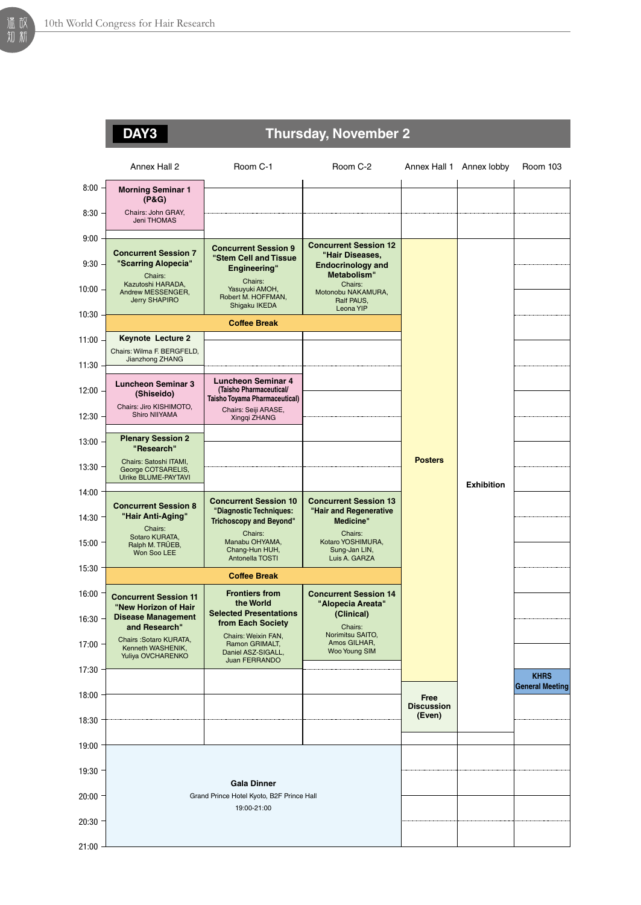## DAY3 Thursday, November 2

| Time | Annex Hall 2 | Room C-1 | Room C-2 | Annex Hall 1 | Annex lobby | Room 103 |
|---|---|---|---|---|---|---|
| 8:00–9:00 | **Morning Seminar 1 (P&G)** Chairs: John GRAY, Jeni THOMAS | | | | | |
| 9:00–10:30 | **Concurrent Session 7 "Scarring Alopecia"** Chairs: Kazutoshi HARADA, Andrew MESSENGER, Jerry SHAPIRO | **Concurrent Session 9 "Stem Cell and Tissue Engineering"** Chairs: Yasuyuki AMOH, Robert M. HOFFMAN, Shigaku IKEDA | **Concurrent Session 12 "Hair Diseases, Endocrinology and Metabolism"** Chairs: Motonobu NAKAMURA, Ralf PAUS, Leona YIP | **Posters** (9:00–17:30) | **Exhibition** (9:00–18:45) | |
| 10:30–10:45 | **Coffee Break** | | | | | |
| 10:45–11:30 | **Keynote Lecture 2** Chairs: Wilma F. BERGFELD, Jianzhong ZHANG | | | | | |
| 11:45–12:30 | **Luncheon Seminar 3 (Shiseido)** Chairs: Jiro KISHIMOTO, Shiro NIIYAMA | **Luncheon Seminar 4 (Taisho Pharmaceutical/ Taisho Toyama Pharmaceutical)** Chairs: Seiji ARASE, Xingqi ZHANG | | | | |
| 12:50–13:45 | **Plenary Session 2 "Research"** Chairs: Satoshi ITAMI, George COTSARELIS, Ulrike BLUME-PAYTAVI | | | | | |
| 14:00–15:30 | **Concurrent Session 8 "Hair Anti-Aging"** Chairs: Sotaro KURATA, Ralph M. TRÜEB, Won Soo LEE | **Concurrent Session 10 "Diagnostic Techniques: Trichoscopy and Beyond"** Chairs: Manabu OHYAMA, Chang-Hun HUH, Antonella TOSTI | **Concurrent Session 13 "Hair and Regenerative Medicine"** Chairs: Kotaro YOSHIMURA, Sung-Jan LIN, Luis A. GARZA | | | |
| 15:30–15:50 | **Coffee Break** | | | | | |
| 15:50–17:30 | **Concurrent Session 11 "New Horizon of Hair Disease Management and Research"** Chairs :Sotaro KURATA, Kenneth WASHENIK, Yuliya OVCHARENKO | **Frontiers from the World Selected Presentations from Each Society** Chairs: Weixin FAN, Ramon GRIMALT, Daniel ASZ-SIGALL, Juan FERRANDO | **Concurrent Session 14 "Alopecia Areata" (Clinical)** Chairs: Norimitsu SAITO, Amos GILHAR, Woo Young SIM | | | |
| 17:30–18:00 | | | | | | **KHRS General Meeting** |
| 17:45–18:45 | | | | **Free Discussion (Even)** | | |
| 19:00–21:00 | **Gala Dinner** Grand Prince Hotel Kyoto, B2F Prince Hall 19:00-21:00 | | | | | |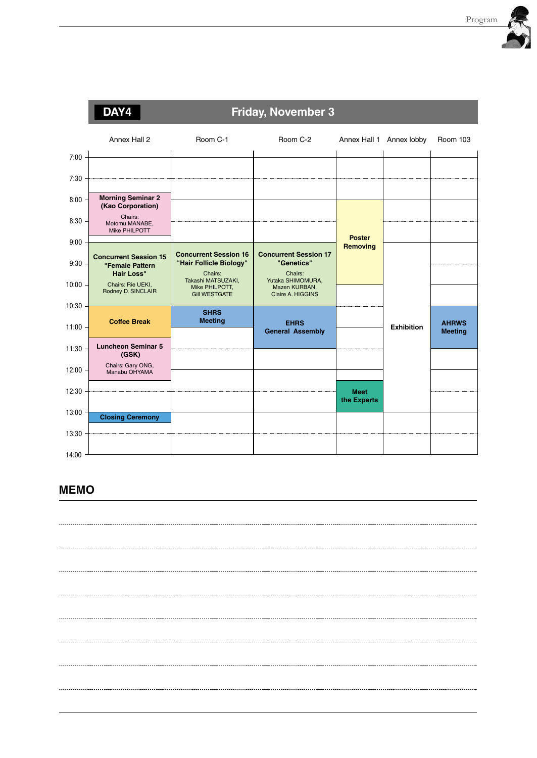## DAY4 Friday, November 3

| Time | Annex Hall 2 | Room C-1 | Room C-2 | Annex Hall 1 | Annex lobby | Room 103 |
|---|---|---|---|---|---|---|
| 7:00 | | | | | | |
| 7:30 | | | | | | |
| 8:00 | **Morning Seminar 2 (Kao Corporation)** Chairs: Motomu MANABE, Mike PHILPOTT | | | **Poster Removing** | | |
| 8:30 | | | | | | |
| 9:00 | **Concurrent Session 15 "Female Pattern Hair Loss"** Chairs: Rie UEKI, Rodney D. SINCLAIR | **Concurrent Session 16 "Hair Follicle Biology"** Chairs: Takashi MATSUZAKI, Mike PHILPOTT, Gill WESTGATE | **Concurrent Session 17 "Genetics"** Chairs: Yutaka SHIMOMURA, Mazen KURBAN, Claire A. HIGGINS | | **Exhibition** | |
| 9:30 | | | | | | |
| 10:00 | | | | | | |
| 10:30 | **Coffee Break** | **SHRS Meeting** | **EHRS General Assembly** | | | **AHRWS Meeting** |
| 11:00 | | | | | | |
| 11:30 | **Luncheon Seminar 5 (GSK)** Chairs: Gary ONG, Manabu OHYAMA | | | | | |
| 12:00 | | | | | | |
| 12:30 | | | | **Meet the Experts** | | |
| 13:00 | **Closing Ceremony** | | | | | |
| 13:30 | | | | | | |
| 14:00 | | | | | | |

## MEMO